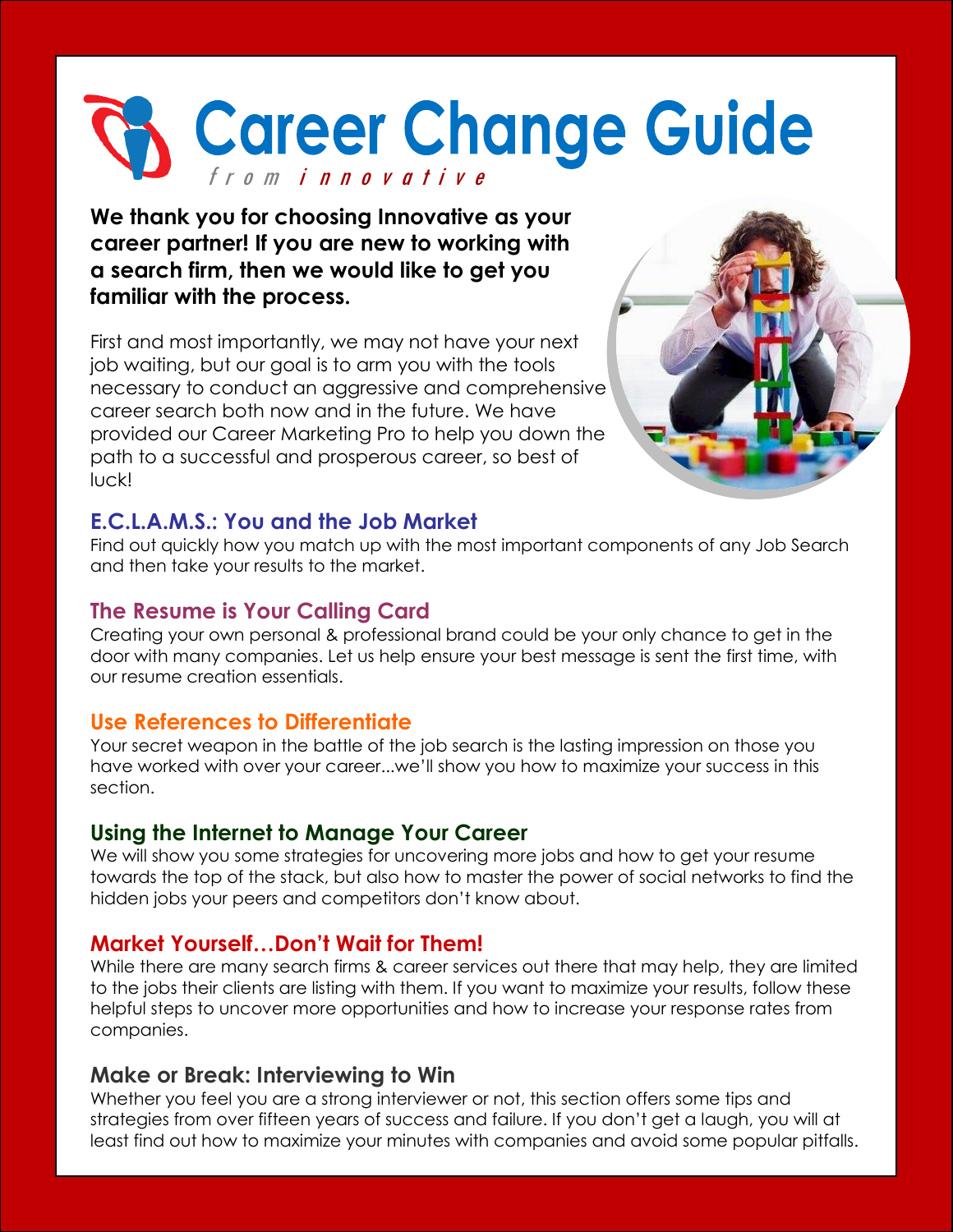# Career Change Guide

*from innovative*

**We thank you for choosing Innovative as your career partner! If you are new to working with a search firm, then we would like to get you familiar with the process.**

First and most importantly, we may not have your next job waiting, but our goal is to arm you with the tools necessary to conduct an aggressive and comprehensive career search both now and in the future. We have provided our Career Marketing Pro to help you down the path to a successful and prosperous career, so best of luck!

## E.C.L.A.M.S.: You and the Job Market

Find out quickly how you match up with the most important components of any Job Search and then take your results to the market.

## The Resume is Your Calling Card

Creating your own personal & professional brand could be your only chance to get in the door with many companies. Let us help ensure your best message is sent the first time, with our resume creation essentials.

## Use References to Differentiate

Your secret weapon in the battle of the job search is the lasting impression on those you have worked with over your career...we'll show you how to maximize your success in this section.

## Using the Internet to Manage Your Career

We will show you some strategies for uncovering more jobs and how to get your resume towards the top of the stack, but also how to master the power of social networks to find the hidden jobs your peers and competitors don't know about.

## Market Yourself…Don't Wait for Them!

While there are many search firms & career services out there that may help, they are limited to the jobs their clients are listing with them. If you want to maximize your results, follow these helpful steps to uncover more opportunities and how to increase your response rates from companies.

## Make or Break: Interviewing to Win

Whether you feel you are a strong interviewer or not, this section offers some tips and strategies from over fifteen years of success and failure. If you don't get a laugh, you will at least find out how to maximize your minutes with companies and avoid some popular pitfalls.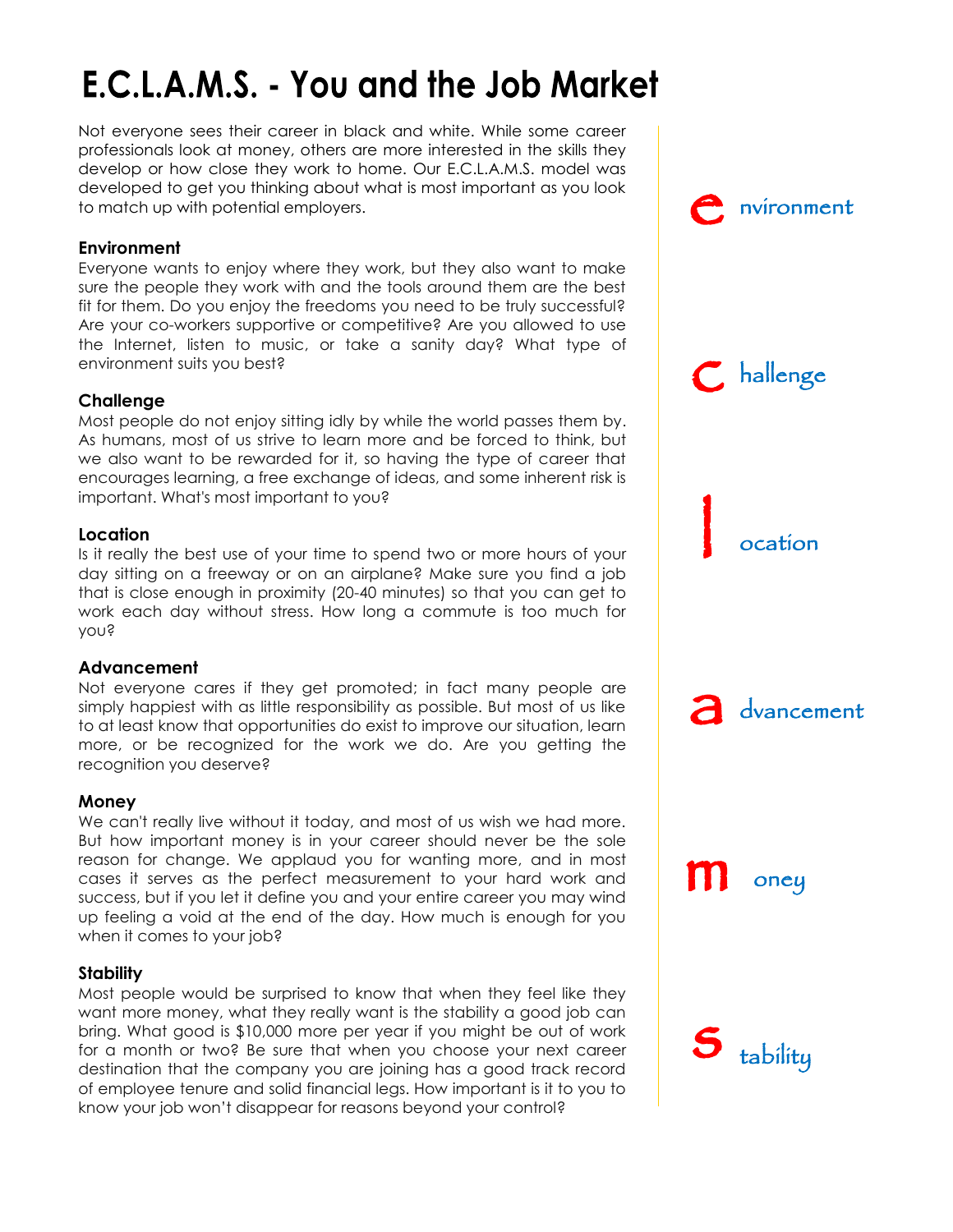# E.C.L.A.M.S. - You and the Job Market

Not everyone sees their career in black and white. While some career professionals look at money, others are more interested in the skills they develop or how close they work to home. Our E.C.L.A.M.S. model was developed to get you thinking about what is most important as you look to match up with potential employers.

**Environment**
Everyone wants to enjoy where they work, but they also want to make sure the people they work with and the tools around them are the best fit for them. Do you enjoy the freedoms you need to be truly successful? Are your co-workers supportive or competitive? Are you allowed to use the Internet, listen to music, or take a sanity day? What type of environment suits you best?

**Challenge**
Most people do not enjoy sitting idly by while the world passes them by. As humans, most of us strive to learn more and be forced to think, but we also want to be rewarded for it, so having the type of career that encourages learning, a free exchange of ideas, and some inherent risk is important. What's most important to you?

**Location**
Is it really the best use of your time to spend two or more hours of your day sitting on a freeway or on an airplane? Make sure you find a job that is close enough in proximity (20-40 minutes) so that you can get to work each day without stress. How long a commute is too much for you?

**Advancement**
Not everyone cares if they get promoted; in fact many people are simply happiest with as little responsibility as possible. But most of us like to at least know that opportunities do exist to improve our situation, learn more, or be recognized for the work we do. Are you getting the recognition you deserve?

**Money**
We can't really live without it today, and most of us wish we had more. But how important money is in your career should never be the sole reason for change. We applaud you for wanting more, and in most cases it serves as the perfect measurement to your hard work and success, but if you let it define you and your entire career you may wind up feeling a void at the end of the day. How much is enough for you when it comes to your job?

**Stability**
Most people would be surprised to know that when they feel like they want more money, what they really want is the stability a good job can bring. What good is $10,000 more per year if you might be out of work for a month or two? Be sure that when you choose your next career destination that the company you are joining has a good track record of employee tenure and solid financial legs. How important is it to you to know your job won't disappear for reasons beyond your control?

e nvironment

c hallenge

l ocation

a dvancement

m oney

s tability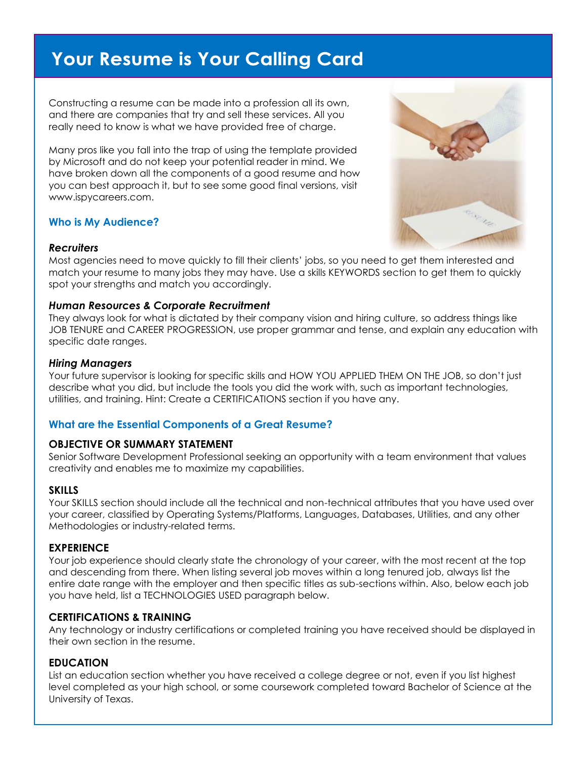# Your Resume is Your Calling Card

Constructing a resume can be made into a profession all its own, and there are companies that try and sell these services. All you really need to know is what we have provided free of charge.

Many pros like you fall into the trap of using the template provided by Microsoft and do not keep your potential reader in mind. We have broken down all the components of a good resume and how you can best approach it, but to see some good final versions, visit www.ispycareers.com.

## Who is My Audience?

### *Recruiters*

Most agencies need to move quickly to fill their clients' jobs, so you need to get them interested and match your resume to many jobs they may have. Use a skills KEYWORDS section to get them to quickly spot your strengths and match you accordingly.

### *Human Resources & Corporate Recruitment*

They always look for what is dictated by their company vision and hiring culture, so address things like JOB TENURE and CAREER PROGRESSION, use proper grammar and tense, and explain any education with specific date ranges.

### *Hiring Managers*

Your future supervisor is looking for specific skills and HOW YOU APPLIED THEM ON THE JOB, so don't just describe what you did, but include the tools you did the work with, such as important technologies, utilities, and training. Hint: Create a CERTIFICATIONS section if you have any.

## What are the Essential Components of a Great Resume?

### OBJECTIVE OR SUMMARY STATEMENT

Senior Software Development Professional seeking an opportunity with a team environment that values creativity and enables me to maximize my capabilities.

### SKILLS

Your SKILLS section should include all the technical and non-technical attributes that you have used over your career, classified by Operating Systems/Platforms, Languages, Databases, Utilities, and any other Methodologies or industry-related terms.

### EXPERIENCE

Your job experience should clearly state the chronology of your career, with the most recent at the top and descending from there. When listing several job moves within a long tenured job, always list the entire date range with the employer and then specific titles as sub-sections within. Also, below each job you have held, list a TECHNOLOGIES USED paragraph below.

### CERTIFICATIONS & TRAINING

Any technology or industry certifications or completed training you have received should be displayed in their own section in the resume.

### EDUCATION

List an education section whether you have received a college degree or not, even if you list highest level completed as your high school, or some coursework completed toward Bachelor of Science at the University of Texas.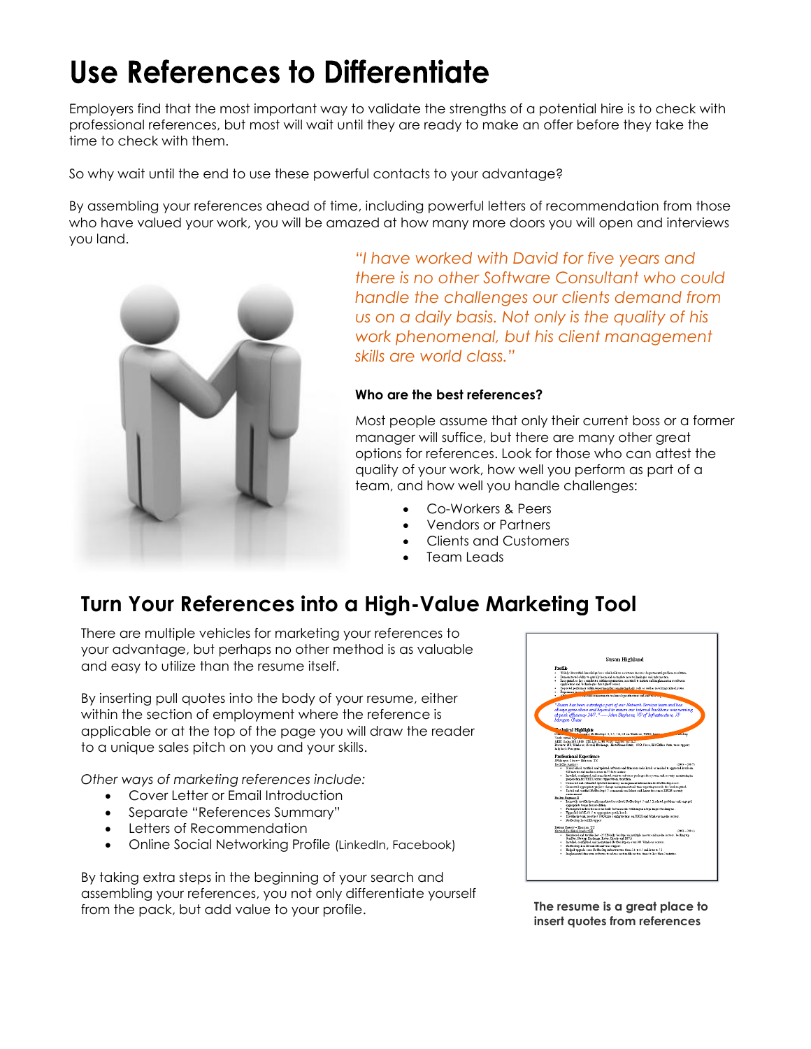# Use References to Differentiate

Employers find that the most important way to validate the strengths of a potential hire is to check with professional references, but most will wait until they are ready to make an offer before they take the time to check with them.

So why wait until the end to use these powerful contacts to your advantage?

By assembling your references ahead of time, including powerful letters of recommendation from those who have valued your work, you will be amazed at how many more doors you will open and interviews you land.

*"I have worked with David for five years and there is no other Software Consultant who could handle the challenges our clients demand from us on a daily basis. Not only is the quality of his work phenomenal, but his client management skills are world class."*

**Who are the best references?**

Most people assume that only their current boss or a former manager will suffice, but there are many other great options for references. Look for those who can attest the quality of your work, how well you perform as part of a team, and how well you handle challenges:

- Co-Workers & Peers
- Vendors or Partners
- Clients and Customers
- Team Leads

## Turn Your References into a High-Value Marketing Tool

There are multiple vehicles for marketing your references to your advantage, but perhaps no other method is as valuable and easy to utilize than the resume itself.

By inserting pull quotes into the body of your resume, either within the section of employment where the reference is applicable or at the top of the page you will draw the reader to a unique sales pitch on you and your skills.

*Other ways of marketing references include:*

- Cover Letter or Email Introduction
- Separate "References Summary"
- Letters of Recommendation
- Online Social Networking Profile (LinkedIn, Facebook)

By taking extra steps in the beginning of your search and assembling your references, you not only differentiate yourself from the pack, but add value to your profile.

**The resume is a great place to insert quotes from references**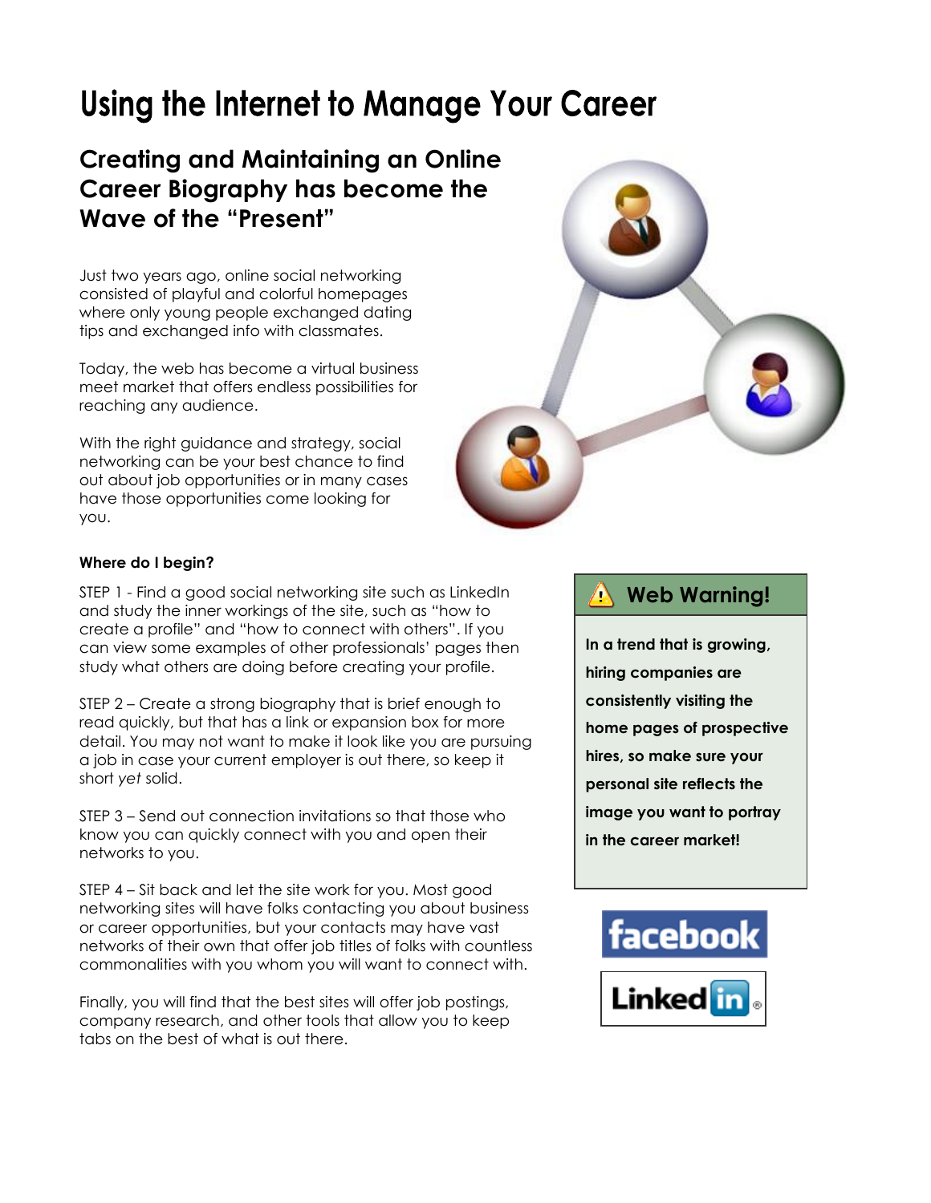# Using the Internet to Manage Your Career

## Creating and Maintaining an Online Career Biography has become the Wave of the "Present"

Just two years ago, online social networking consisted of playful and colorful homepages where only young people exchanged dating tips and exchanged info with classmates.

Today, the web has become a virtual business meet market that offers endless possibilities for reaching any audience.

With the right guidance and strategy, social networking can be your best chance to find out about job opportunities or in many cases have those opportunities come looking for you.

**Where do I begin?**

STEP 1 - Find a good social networking site such as LinkedIn and study the inner workings of the site, such as "how to create a profile" and "how to connect with others". If you can view some examples of other professionals' pages then study what others are doing before creating your profile.

STEP 2 – Create a strong biography that is brief enough to read quickly, but that has a link or expansion box for more detail. You may not want to make it look like you are pursuing a job in case your current employer is out there, so keep it short *yet* solid.

STEP 3 – Send out connection invitations so that those who know you can quickly connect with you and open their networks to you.

STEP 4 – Sit back and let the site work for you. Most good networking sites will have folks contacting you about business or career opportunities, but your contacts may have vast networks of their own that offer job titles of folks with countless commonalities with you whom you will want to connect with.

Finally, you will find that the best sites will offer job postings, company research, and other tools that allow you to keep tabs on the best of what is out there.

### ⚠ Web Warning!

**In a trend that is growing, hiring companies are consistently visiting the home pages of prospective hires, so make sure your personal site reflects the image you want to portray in the career market!**

facebook

LinkedIn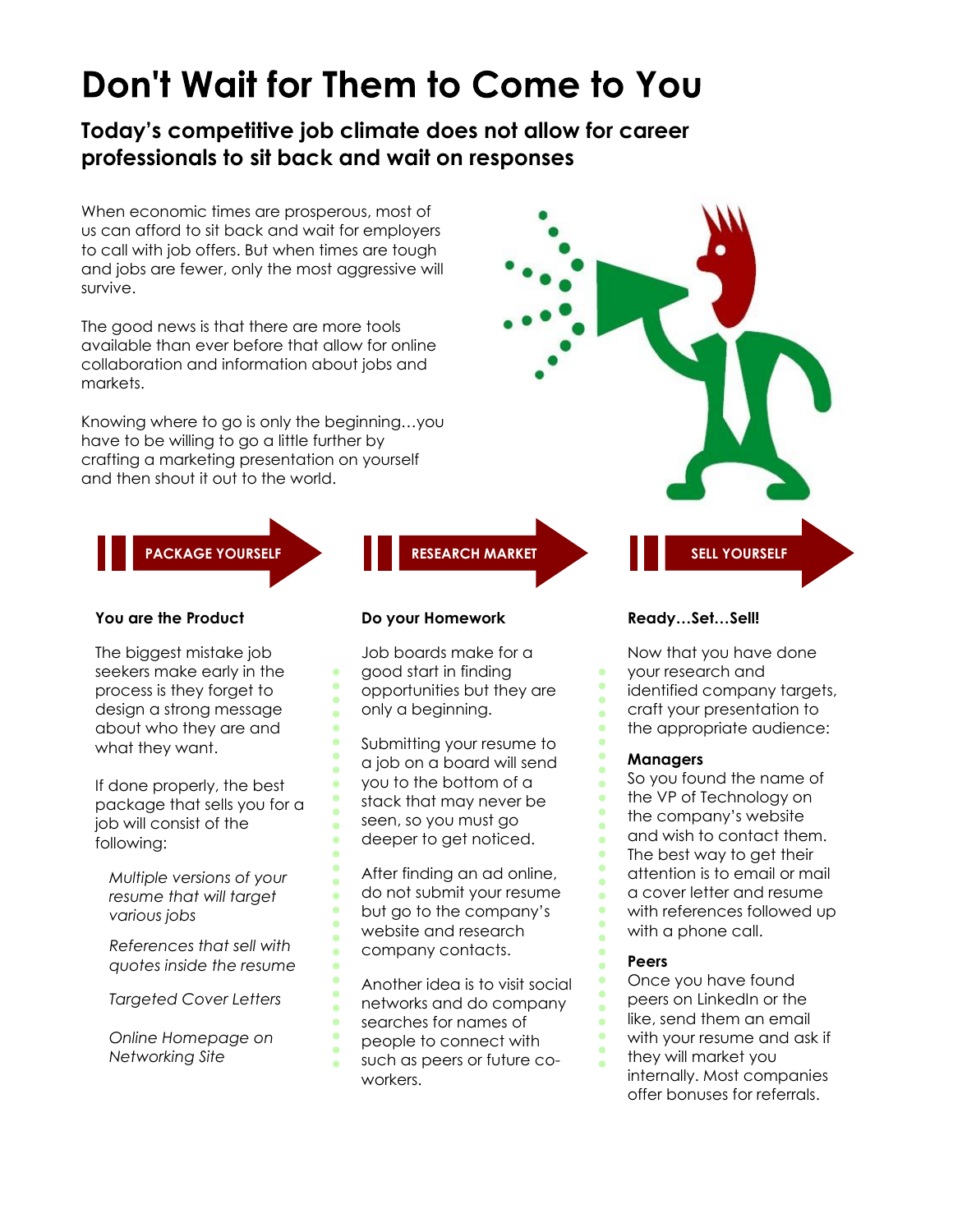# Don't Wait for Them to Come to You

## Today's competitive job climate does not allow for career professionals to sit back and wait on responses

When economic times are prosperous, most of us can afford to sit back and wait for employers to call with job offers. But when times are tough and jobs are fewer, only the most aggressive will survive.

The good news is that there are more tools available than ever before that allow for online collaboration and information about jobs and markets.

Knowing where to go is only the beginning…you have to be willing to go a little further by crafting a marketing presentation on yourself and then shout it out to the world.

## PACKAGE YOURSELF

### You are the Product

The biggest mistake job seekers make early in the process is they forget to design a strong message about who they are and what they want.

If done properly, the best package that sells you for a job will consist of the following:

*Multiple versions of your resume that will target various jobs*

*References that sell with quotes inside the resume*

*Targeted Cover Letters*

*Online Homepage on Networking Site*

## RESEARCH MARKET

### Do your Homework

Job boards make for a good start in finding opportunities but they are only a beginning.

Submitting your resume to a job on a board will send you to the bottom of a stack that may never be seen, so you must go deeper to get noticed.

After finding an ad online, do not submit your resume but go to the company's website and research company contacts.

Another idea is to visit social networks and do company searches for names of people to connect with such as peers or future co-workers.

## SELL YOURSELF

### Ready…Set…Sell!

Now that you have done your research and identified company targets, craft your presentation to the appropriate audience:

**Managers**
So you found the name of the VP of Technology on the company's website and wish to contact them. The best way to get their attention is to email or mail a cover letter and resume with references followed up with a phone call.

**Peers**
Once you have found peers on LinkedIn or the like, send them an email with your resume and ask if they will market you internally. Most companies offer bonuses for referrals.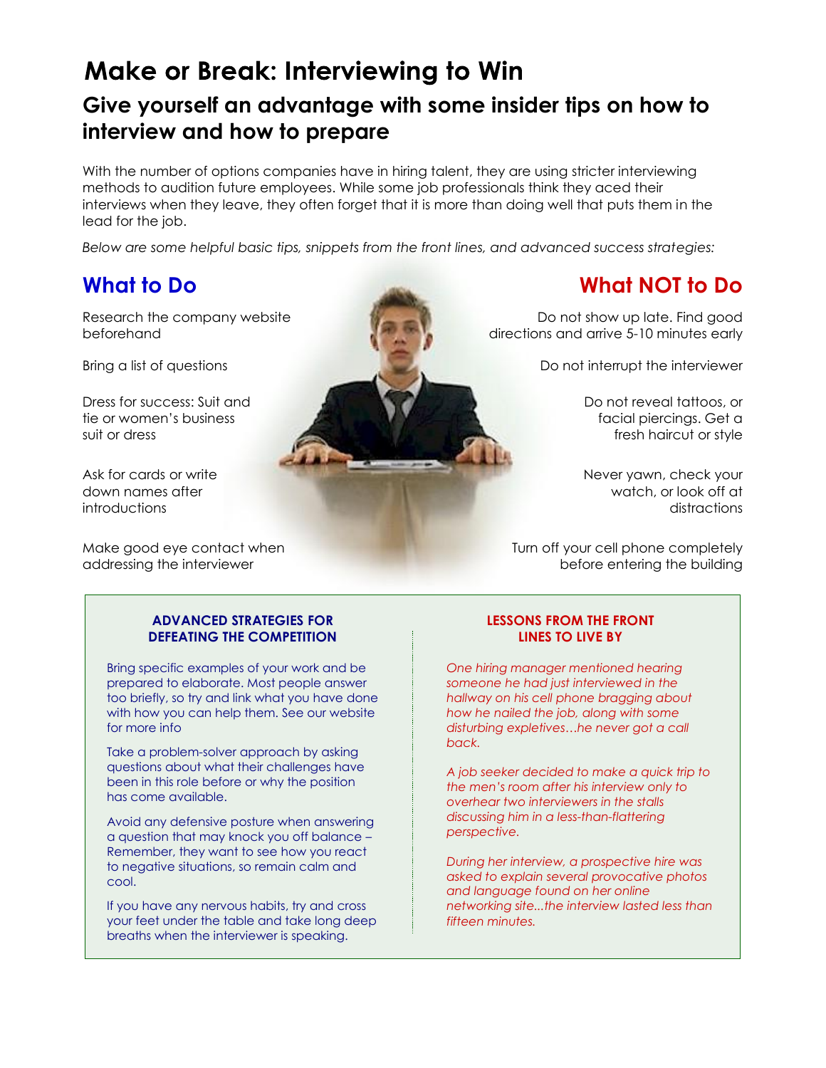# Make or Break: Interviewing to Win

## Give yourself an advantage with some insider tips on how to interview and how to prepare

With the number of options companies have in hiring talent, they are using stricter interviewing methods to audition future employees. While some job professionals think they aced their interviews when they leave, they often forget that it is more than doing well that puts them in the lead for the job.

*Below are some helpful basic tips, snippets from the front lines, and advanced success strategies:*

## What to Do

Research the company website beforehand

Bring a list of questions

Dress for success: Suit and tie or women's business suit or dress

Ask for cards or write down names after introductions

Make good eye contact when addressing the interviewer

## What NOT to Do

Do not show up late. Find good directions and arrive 5-10 minutes early

Do not interrupt the interviewer

Do not reveal tattoos, or facial piercings. Get a fresh haircut or style

Never yawn, check your watch, or look off at distractions

Turn off your cell phone completely before entering the building

### ADVANCED STRATEGIES FOR DEFEATING THE COMPETITION

Bring specific examples of your work and be prepared to elaborate. Most people answer too briefly, so try and link what you have done with how you can help them. See our website for more info

Take a problem-solver approach by asking questions about what their challenges have been in this role before or why the position has come available.

Avoid any defensive posture when answering a question that may knock you off balance – Remember, they want to see how you react to negative situations, so remain calm and cool.

If you have any nervous habits, try and cross your feet under the table and take long deep breaths when the interviewer is speaking.

### LESSONS FROM THE FRONT LINES TO LIVE BY

*One hiring manager mentioned hearing someone he had just interviewed in the hallway on his cell phone bragging about how he nailed the job, along with some disturbing expletives…he never got a call back.*

*A job seeker decided to make a quick trip to the men's room after his interview only to overhear two interviewers in the stalls discussing him in a less-than-flattering perspective.*

*During her interview, a prospective hire was asked to explain several provocative photos and language found on her online networking site...the interview lasted less than fifteen minutes.*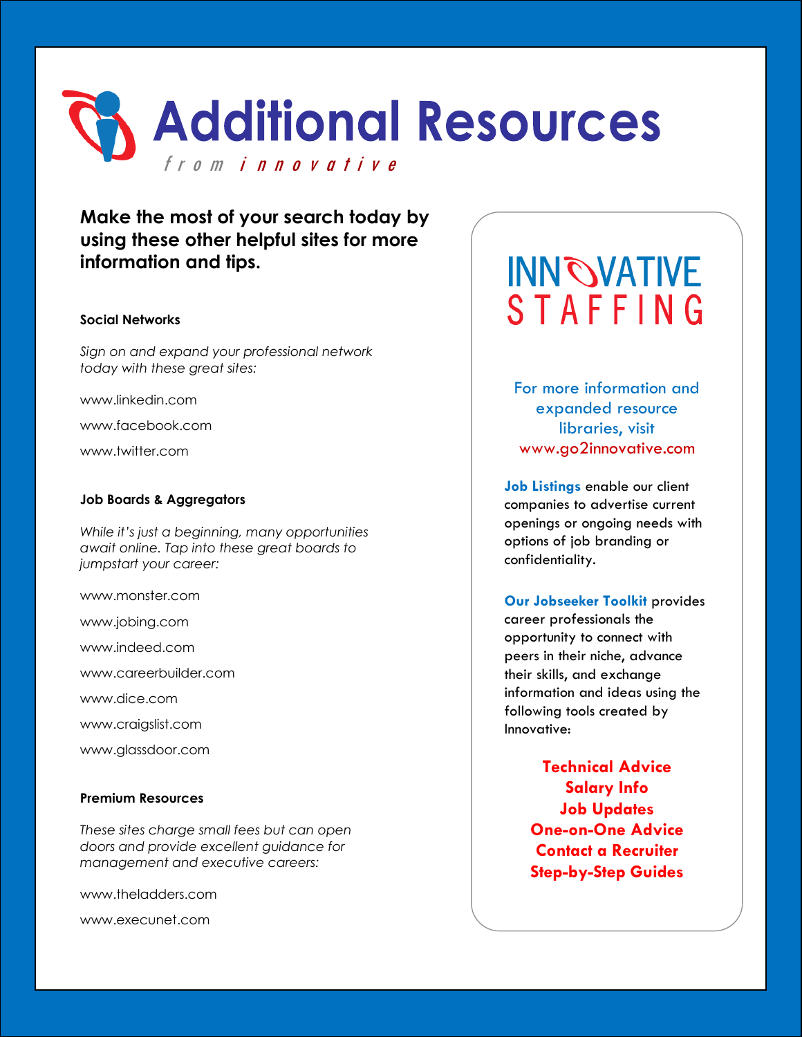# Additional Resources

*from innovative*

**Make the most of your search today by using these other helpful sites for more information and tips.**

### Social Networks

*Sign on and expand your professional network today with these great sites:*

www.linkedin.com

www.facebook.com

www.twitter.com

### Job Boards & Aggregators

*While it's just a beginning, many opportunities await online. Tap into these great boards to jumpstart your career:*

www.monster.com

www.jobing.com

www.indeed.com

www.careerbuilder.com

www.dice.com

www.craigslist.com

www.glassdoor.com

### Premium Resources

*These sites charge small fees but can open doors and provide excellent guidance for management and executive careers:*

www.theladders.com

www.execunet.com

---

INNOVATIVE STAFFING

For more information and expanded resource libraries, visit www.go2innovative.com

**Job Listings** enable our client companies to advertise current openings or ongoing needs with options of job branding or confidentiality.

**Our Jobseeker Toolkit** provides career professionals the opportunity to connect with peers in their niche, advance their skills, and exchange information and ideas using the following tools created by Innovative:

**Technical Advice**
**Salary Info**
**Job Updates**
**One-on-One Advice**
**Contact a Recruiter**
**Step-by-Step Guides**